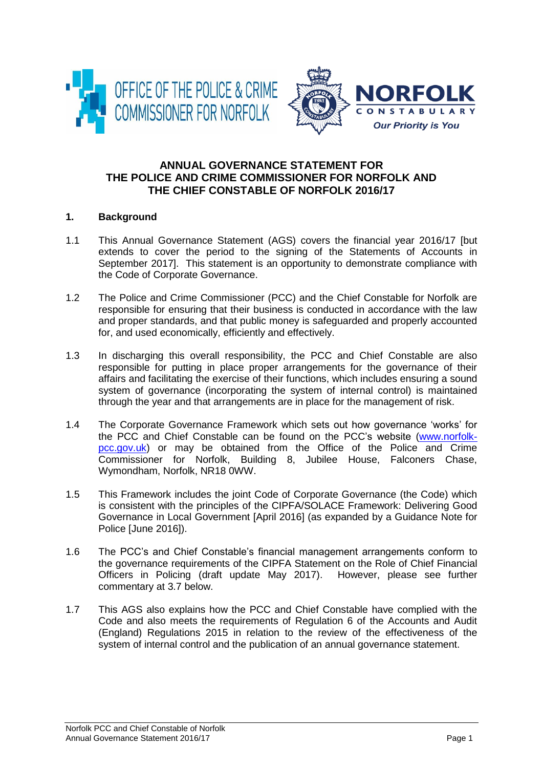# ANNUAL GOVERNANCE STATEMENT FOR THE POLICE AND CRIME COMMISSIONER FOR NORFOLK AND THE CHIEF CONSTABLE OF NORFOLK 2016/17

## 1. Background

1.1 This Annual Governance Statement (AGS) covers the financial year 2016/17 [but extends to cover the period to the signing of the Statements of Accounts in September 2017]. This statement is an opportunity to demonstrate compliance with the Code of Corporate Governance.

1.2 The Police and Crime Commissioner (PCC) and the Chief Constable for Norfolk are responsible for ensuring that their business is conducted in accordance with the law and proper standards, and that public money is safeguarded and properly accounted for, and used economically, efficiently and effectively.

1.3 In discharging this overall responsibility, the PCC and Chief Constable are also responsible for putting in place proper arrangements for the governance of their affairs and facilitating the exercise of their functions, which includes ensuring a sound system of governance (incorporating the system of internal control) is maintained through the year and that arrangements are in place for the management of risk.

1.4 The Corporate Governance Framework which sets out how governance 'works' for the PCC and Chief Constable can be found on the PCC's website ([www.norfolk-pcc.gov.uk](www.norfolk-pcc.gov.uk)) or may be obtained from the Office of the Police and Crime Commissioner for Norfolk, Building 8, Jubilee House, Falconers Chase, Wymondham, Norfolk, NR18 0WW.

1.5 This Framework includes the joint Code of Corporate Governance (the Code) which is consistent with the principles of the CIPFA/SOLACE Framework: Delivering Good Governance in Local Government [April 2016] (as expanded by a Guidance Note for Police [June 2016]).

1.6 The PCC's and Chief Constable's financial management arrangements conform to the governance requirements of the CIPFA Statement on the Role of Chief Financial Officers in Policing (draft update May 2017). However, please see further commentary at 3.7 below.

1.7 This AGS also explains how the PCC and Chief Constable have complied with the Code and also meets the requirements of Regulation 6 of the Accounts and Audit (England) Regulations 2015 in relation to the review of the effectiveness of the system of internal control and the publication of an annual governance statement.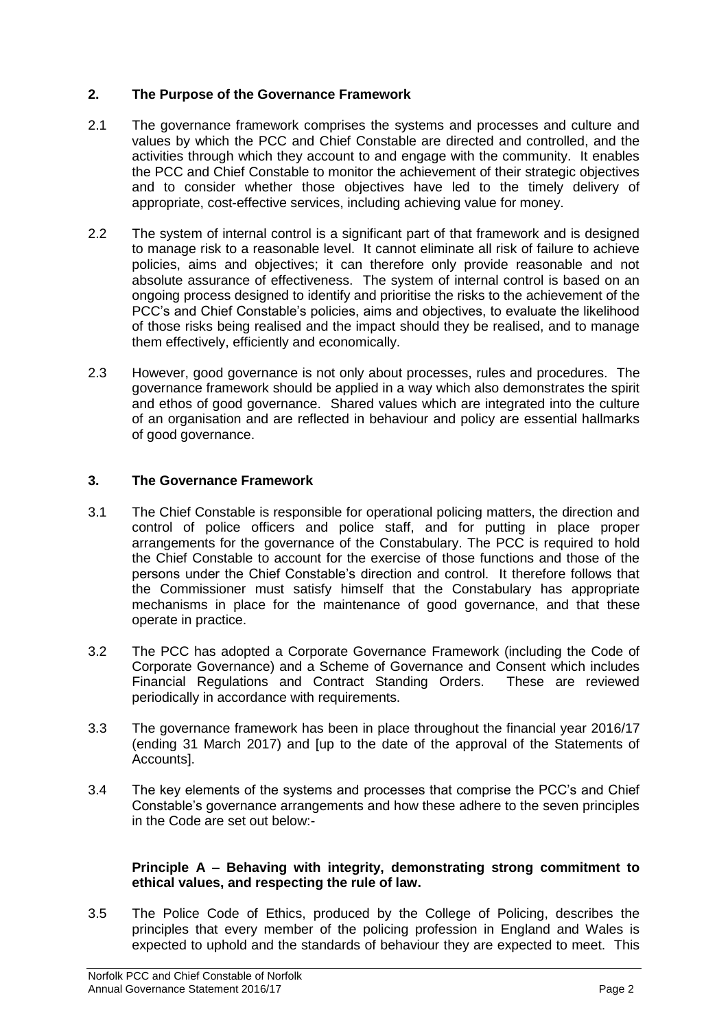## 2. The Purpose of the Governance Framework

2.1 The governance framework comprises the systems and processes and culture and values by which the PCC and Chief Constable are directed and controlled, and the activities through which they account to and engage with the community. It enables the PCC and Chief Constable to monitor the achievement of their strategic objectives and to consider whether those objectives have led to the timely delivery of appropriate, cost-effective services, including achieving value for money.

2.2 The system of internal control is a significant part of that framework and is designed to manage risk to a reasonable level. It cannot eliminate all risk of failure to achieve policies, aims and objectives; it can therefore only provide reasonable and not absolute assurance of effectiveness. The system of internal control is based on an ongoing process designed to identify and prioritise the risks to the achievement of the PCC's and Chief Constable's policies, aims and objectives, to evaluate the likelihood of those risks being realised and the impact should they be realised, and to manage them effectively, efficiently and economically.

2.3 However, good governance is not only about processes, rules and procedures. The governance framework should be applied in a way which also demonstrates the spirit and ethos of good governance. Shared values which are integrated into the culture of an organisation and are reflected in behaviour and policy are essential hallmarks of good governance.

## 3. The Governance Framework

3.1 The Chief Constable is responsible for operational policing matters, the direction and control of police officers and police staff, and for putting in place proper arrangements for the governance of the Constabulary. The PCC is required to hold the Chief Constable to account for the exercise of those functions and those of the persons under the Chief Constable's direction and control. It therefore follows that the Commissioner must satisfy himself that the Constabulary has appropriate mechanisms in place for the maintenance of good governance, and that these operate in practice.

3.2 The PCC has adopted a Corporate Governance Framework (including the Code of Corporate Governance) and a Scheme of Governance and Consent which includes Financial Regulations and Contract Standing Orders. These are reviewed periodically in accordance with requirements.

3.3 The governance framework has been in place throughout the financial year 2016/17 (ending 31 March 2017) and [up to the date of the approval of the Statements of Accounts].

3.4 The key elements of the systems and processes that comprise the PCC's and Chief Constable's governance arrangements and how these adhere to the seven principles in the Code are set out below:-

**Principle A – Behaving with integrity, demonstrating strong commitment to ethical values, and respecting the rule of law.**

3.5 The Police Code of Ethics, produced by the College of Policing, describes the principles that every member of the policing profession in England and Wales is expected to uphold and the standards of behaviour they are expected to meet. This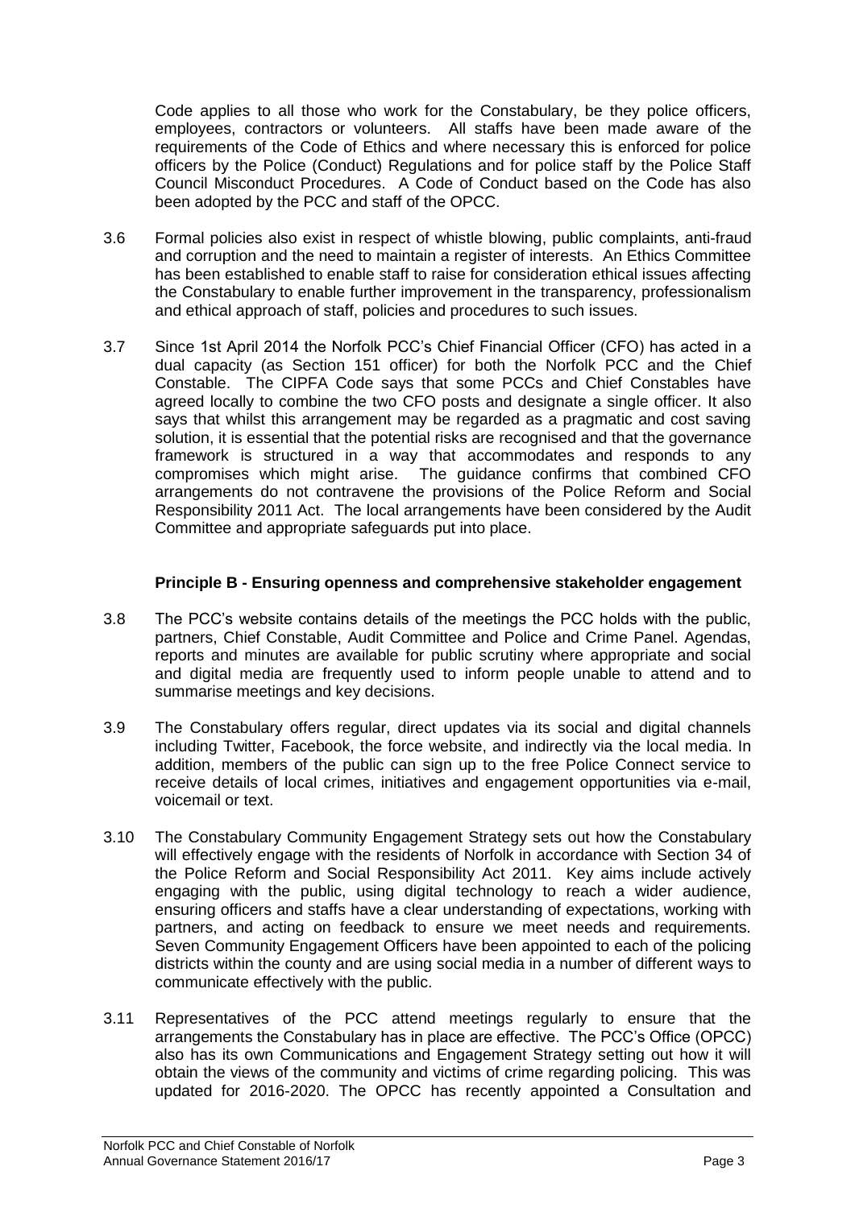Code applies to all those who work for the Constabulary, be they police officers, employees, contractors or volunteers. All staffs have been made aware of the requirements of the Code of Ethics and where necessary this is enforced for police officers by the Police (Conduct) Regulations and for police staff by the Police Staff Council Misconduct Procedures. A Code of Conduct based on the Code has also been adopted by the PCC and staff of the OPCC.

3.6 Formal policies also exist in respect of whistle blowing, public complaints, anti-fraud and corruption and the need to maintain a register of interests. An Ethics Committee has been established to enable staff to raise for consideration ethical issues affecting the Constabulary to enable further improvement in the transparency, professionalism and ethical approach of staff, policies and procedures to such issues.

3.7 Since 1st April 2014 the Norfolk PCC's Chief Financial Officer (CFO) has acted in a dual capacity (as Section 151 officer) for both the Norfolk PCC and the Chief Constable. The CIPFA Code says that some PCCs and Chief Constables have agreed locally to combine the two CFO posts and designate a single officer. It also says that whilst this arrangement may be regarded as a pragmatic and cost saving solution, it is essential that the potential risks are recognised and that the governance framework is structured in a way that accommodates and responds to any compromises which might arise. The guidance confirms that combined CFO arrangements do not contravene the provisions of the Police Reform and Social Responsibility 2011 Act. The local arrangements have been considered by the Audit Committee and appropriate safeguards put into place.

**Principle B - Ensuring openness and comprehensive stakeholder engagement**

3.8 The PCC's website contains details of the meetings the PCC holds with the public, partners, Chief Constable, Audit Committee and Police and Crime Panel. Agendas, reports and minutes are available for public scrutiny where appropriate and social and digital media are frequently used to inform people unable to attend and to summarise meetings and key decisions.

3.9 The Constabulary offers regular, direct updates via its social and digital channels including Twitter, Facebook, the force website, and indirectly via the local media. In addition, members of the public can sign up to the free Police Connect service to receive details of local crimes, initiatives and engagement opportunities via e-mail, voicemail or text.

3.10 The Constabulary Community Engagement Strategy sets out how the Constabulary will effectively engage with the residents of Norfolk in accordance with Section 34 of the Police Reform and Social Responsibility Act 2011. Key aims include actively engaging with the public, using digital technology to reach a wider audience, ensuring officers and staffs have a clear understanding of expectations, working with partners, and acting on feedback to ensure we meet needs and requirements. Seven Community Engagement Officers have been appointed to each of the policing districts within the county and are using social media in a number of different ways to communicate effectively with the public.

3.11 Representatives of the PCC attend meetings regularly to ensure that the arrangements the Constabulary has in place are effective. The PCC's Office (OPCC) also has its own Communications and Engagement Strategy setting out how it will obtain the views of the community and victims of crime regarding policing. This was updated for 2016-2020. The OPCC has recently appointed a Consultation and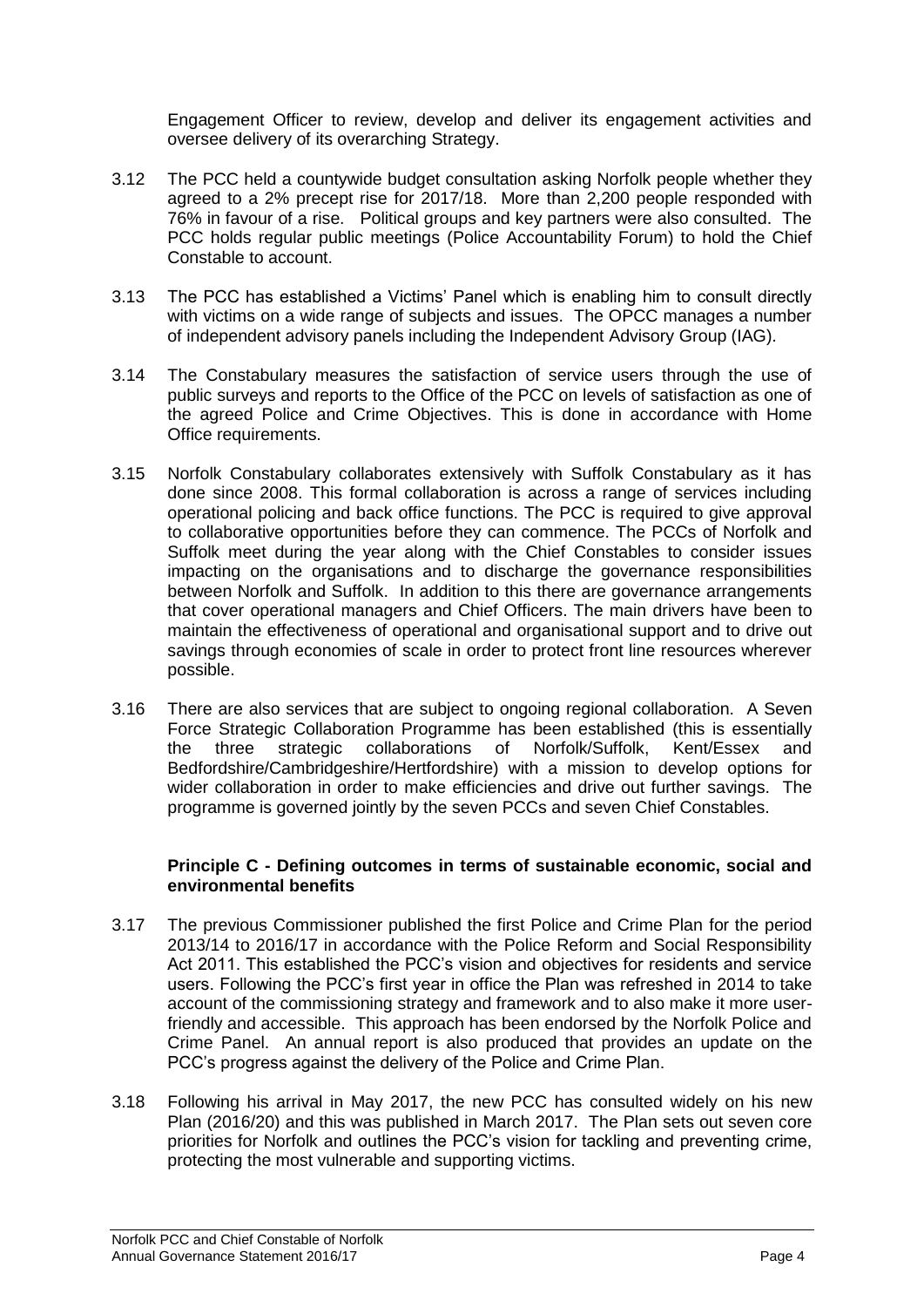Engagement Officer to review, develop and deliver its engagement activities and oversee delivery of its overarching Strategy.

3.12 The PCC held a countywide budget consultation asking Norfolk people whether they agreed to a 2% precept rise for 2017/18. More than 2,200 people responded with 76% in favour of a rise. Political groups and key partners were also consulted. The PCC holds regular public meetings (Police Accountability Forum) to hold the Chief Constable to account.

3.13 The PCC has established a Victims' Panel which is enabling him to consult directly with victims on a wide range of subjects and issues. The OPCC manages a number of independent advisory panels including the Independent Advisory Group (IAG).

3.14 The Constabulary measures the satisfaction of service users through the use of public surveys and reports to the Office of the PCC on levels of satisfaction as one of the agreed Police and Crime Objectives. This is done in accordance with Home Office requirements.

3.15 Norfolk Constabulary collaborates extensively with Suffolk Constabulary as it has done since 2008. This formal collaboration is across a range of services including operational policing and back office functions. The PCC is required to give approval to collaborative opportunities before they can commence. The PCCs of Norfolk and Suffolk meet during the year along with the Chief Constables to consider issues impacting on the organisations and to discharge the governance responsibilities between Norfolk and Suffolk. In addition to this there are governance arrangements that cover operational managers and Chief Officers. The main drivers have been to maintain the effectiveness of operational and organisational support and to drive out savings through economies of scale in order to protect front line resources wherever possible.

3.16 There are also services that are subject to ongoing regional collaboration. A Seven Force Strategic Collaboration Programme has been established (this is essentially the three strategic collaborations of Norfolk/Suffolk, Kent/Essex and Bedfordshire/Cambridgeshire/Hertfordshire) with a mission to develop options for wider collaboration in order to make efficiencies and drive out further savings. The programme is governed jointly by the seven PCCs and seven Chief Constables.

**Principle C - Defining outcomes in terms of sustainable economic, social and environmental benefits**

3.17 The previous Commissioner published the first Police and Crime Plan for the period 2013/14 to 2016/17 in accordance with the Police Reform and Social Responsibility Act 2011. This established the PCC's vision and objectives for residents and service users. Following the PCC's first year in office the Plan was refreshed in 2014 to take account of the commissioning strategy and framework and to also make it more user-friendly and accessible. This approach has been endorsed by the Norfolk Police and Crime Panel. An annual report is also produced that provides an update on the PCC's progress against the delivery of the Police and Crime Plan.

3.18 Following his arrival in May 2017, the new PCC has consulted widely on his new Plan (2016/20) and this was published in March 2017. The Plan sets out seven core priorities for Norfolk and outlines the PCC's vision for tackling and preventing crime, protecting the most vulnerable and supporting victims.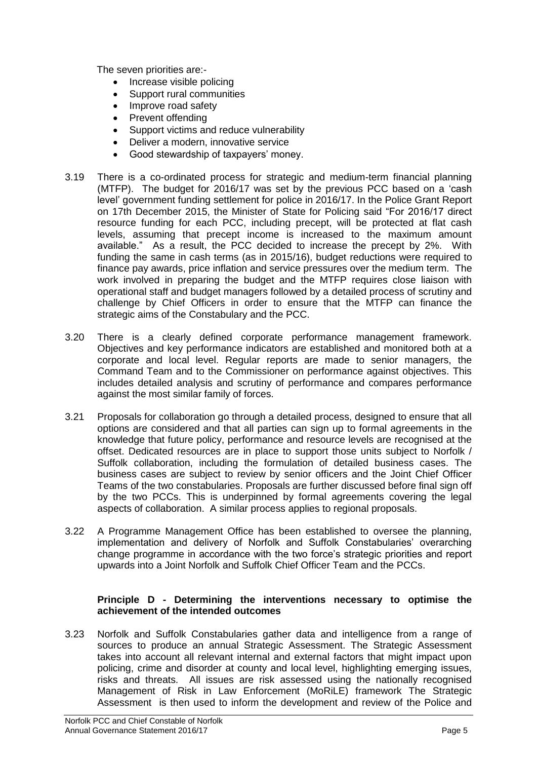The seven priorities are:-

- Increase visible policing
- Support rural communities
- Improve road safety
- Prevent offending
- Support victims and reduce vulnerability
- Deliver a modern, innovative service
- Good stewardship of taxpayers' money.

3.19 There is a co-ordinated process for strategic and medium-term financial planning (MTFP). The budget for 2016/17 was set by the previous PCC based on a 'cash level' government funding settlement for police in 2016/17. In the Police Grant Report on 17th December 2015, the Minister of State for Policing said "For 2016/17 direct resource funding for each PCC, including precept, will be protected at flat cash levels, assuming that precept income is increased to the maximum amount available." As a result, the PCC decided to increase the precept by 2%. With funding the same in cash terms (as in 2015/16), budget reductions were required to finance pay awards, price inflation and service pressures over the medium term. The work involved in preparing the budget and the MTFP requires close liaison with operational staff and budget managers followed by a detailed process of scrutiny and challenge by Chief Officers in order to ensure that the MTFP can finance the strategic aims of the Constabulary and the PCC.

3.20 There is a clearly defined corporate performance management framework. Objectives and key performance indicators are established and monitored both at a corporate and local level. Regular reports are made to senior managers, the Command Team and to the Commissioner on performance against objectives. This includes detailed analysis and scrutiny of performance and compares performance against the most similar family of forces.

3.21 Proposals for collaboration go through a detailed process, designed to ensure that all options are considered and that all parties can sign up to formal agreements in the knowledge that future policy, performance and resource levels are recognised at the offset. Dedicated resources are in place to support those units subject to Norfolk / Suffolk collaboration, including the formulation of detailed business cases. The business cases are subject to review by senior officers and the Joint Chief Officer Teams of the two constabularies. Proposals are further discussed before final sign off by the two PCCs. This is underpinned by formal agreements covering the legal aspects of collaboration. A similar process applies to regional proposals.

3.22 A Programme Management Office has been established to oversee the planning, implementation and delivery of Norfolk and Suffolk Constabularies' overarching change programme in accordance with the two force's strategic priorities and report upwards into a Joint Norfolk and Suffolk Chief Officer Team and the PCCs.

**Principle D - Determining the interventions necessary to optimise the achievement of the intended outcomes**

3.23 Norfolk and Suffolk Constabularies gather data and intelligence from a range of sources to produce an annual Strategic Assessment. The Strategic Assessment takes into account all relevant internal and external factors that might impact upon policing, crime and disorder at county and local level, highlighting emerging issues, risks and threats. All issues are risk assessed using the nationally recognised Management of Risk in Law Enforcement (MoRiLE) framework The Strategic Assessment is then used to inform the development and review of the Police and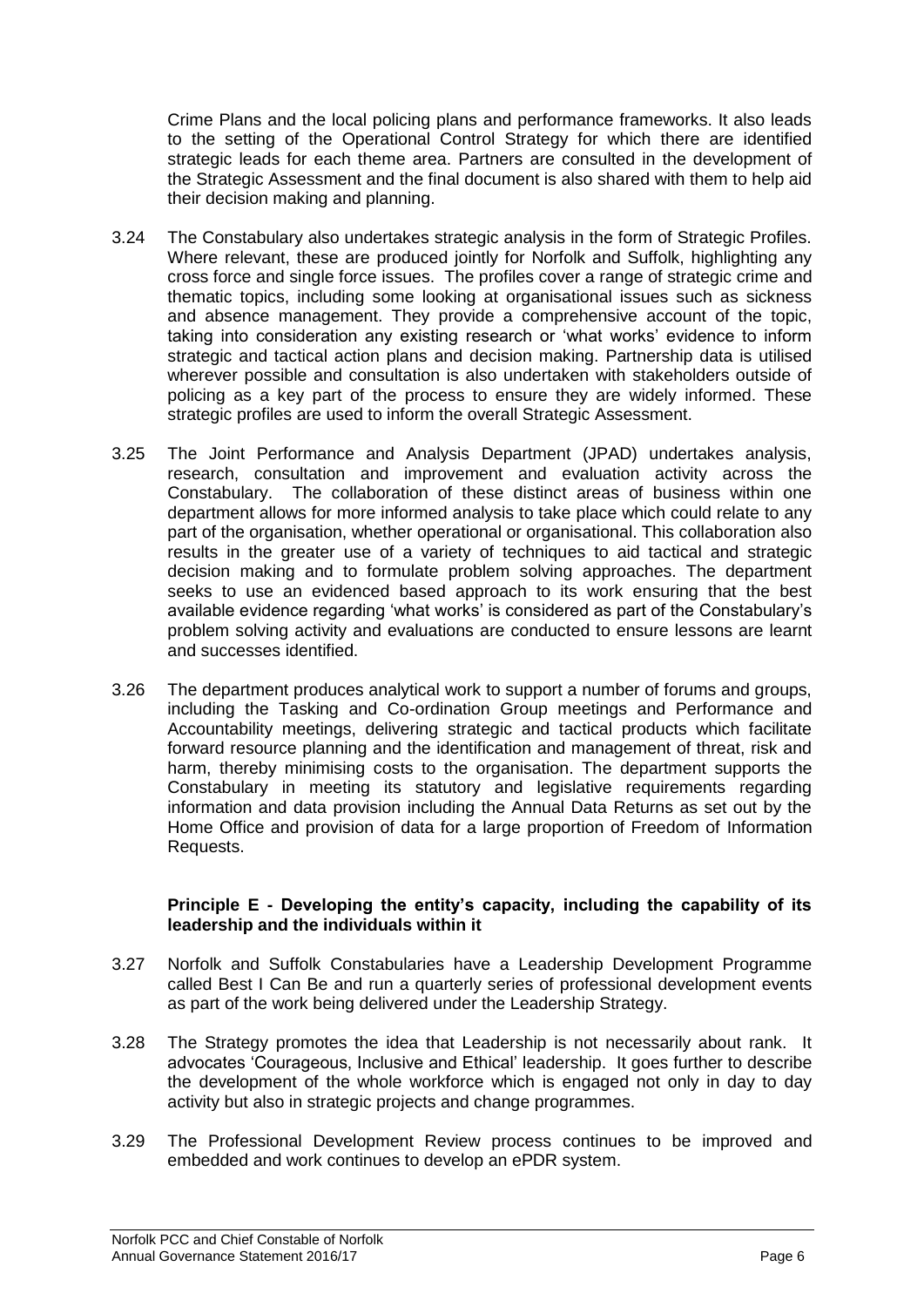Crime Plans and the local policing plans and performance frameworks. It also leads to the setting of the Operational Control Strategy for which there are identified strategic leads for each theme area. Partners are consulted in the development of the Strategic Assessment and the final document is also shared with them to help aid their decision making and planning.

3.24 The Constabulary also undertakes strategic analysis in the form of Strategic Profiles. Where relevant, these are produced jointly for Norfolk and Suffolk, highlighting any cross force and single force issues. The profiles cover a range of strategic crime and thematic topics, including some looking at organisational issues such as sickness and absence management. They provide a comprehensive account of the topic, taking into consideration any existing research or 'what works' evidence to inform strategic and tactical action plans and decision making. Partnership data is utilised wherever possible and consultation is also undertaken with stakeholders outside of policing as a key part of the process to ensure they are widely informed. These strategic profiles are used to inform the overall Strategic Assessment.

3.25 The Joint Performance and Analysis Department (JPAD) undertakes analysis, research, consultation and improvement and evaluation activity across the Constabulary. The collaboration of these distinct areas of business within one department allows for more informed analysis to take place which could relate to any part of the organisation, whether operational or organisational. This collaboration also results in the greater use of a variety of techniques to aid tactical and strategic decision making and to formulate problem solving approaches. The department seeks to use an evidenced based approach to its work ensuring that the best available evidence regarding 'what works' is considered as part of the Constabulary's problem solving activity and evaluations are conducted to ensure lessons are learnt and successes identified.

3.26 The department produces analytical work to support a number of forums and groups, including the Tasking and Co-ordination Group meetings and Performance and Accountability meetings, delivering strategic and tactical products which facilitate forward resource planning and the identification and management of threat, risk and harm, thereby minimising costs to the organisation. The department supports the Constabulary in meeting its statutory and legislative requirements regarding information and data provision including the Annual Data Returns as set out by the Home Office and provision of data for a large proportion of Freedom of Information Requests.

**Principle E - Developing the entity's capacity, including the capability of its leadership and the individuals within it**

3.27 Norfolk and Suffolk Constabularies have a Leadership Development Programme called Best I Can Be and run a quarterly series of professional development events as part of the work being delivered under the Leadership Strategy.

3.28 The Strategy promotes the idea that Leadership is not necessarily about rank. It advocates 'Courageous, Inclusive and Ethical' leadership. It goes further to describe the development of the whole workforce which is engaged not only in day to day activity but also in strategic projects and change programmes.

3.29 The Professional Development Review process continues to be improved and embedded and work continues to develop an ePDR system.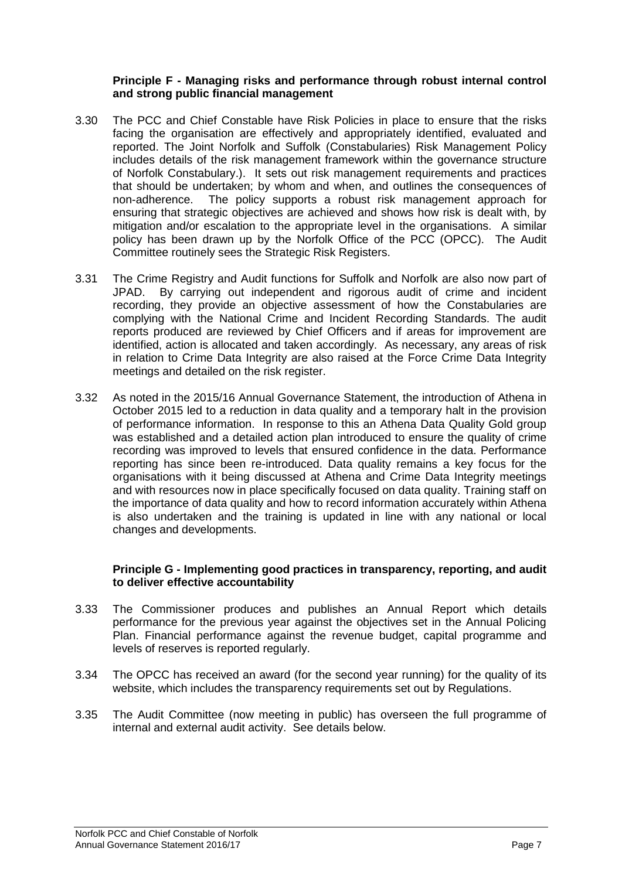**Principle F - Managing risks and performance through robust internal control and strong public financial management**

3.30 The PCC and Chief Constable have Risk Policies in place to ensure that the risks facing the organisation are effectively and appropriately identified, evaluated and reported. The Joint Norfolk and Suffolk (Constabularies) Risk Management Policy includes details of the risk management framework within the governance structure of Norfolk Constabulary.). It sets out risk management requirements and practices that should be undertaken; by whom and when, and outlines the consequences of non-adherence. The policy supports a robust risk management approach for ensuring that strategic objectives are achieved and shows how risk is dealt with, by mitigation and/or escalation to the appropriate level in the organisations. A similar policy has been drawn up by the Norfolk Office of the PCC (OPCC). The Audit Committee routinely sees the Strategic Risk Registers.

3.31 The Crime Registry and Audit functions for Suffolk and Norfolk are also now part of JPAD. By carrying out independent and rigorous audit of crime and incident recording, they provide an objective assessment of how the Constabularies are complying with the National Crime and Incident Recording Standards. The audit reports produced are reviewed by Chief Officers and if areas for improvement are identified, action is allocated and taken accordingly. As necessary, any areas of risk in relation to Crime Data Integrity are also raised at the Force Crime Data Integrity meetings and detailed on the risk register.

3.32 As noted in the 2015/16 Annual Governance Statement, the introduction of Athena in October 2015 led to a reduction in data quality and a temporary halt in the provision of performance information. In response to this an Athena Data Quality Gold group was established and a detailed action plan introduced to ensure the quality of crime recording was improved to levels that ensured confidence in the data. Performance reporting has since been re-introduced. Data quality remains a key focus for the organisations with it being discussed at Athena and Crime Data Integrity meetings and with resources now in place specifically focused on data quality. Training staff on the importance of data quality and how to record information accurately within Athena is also undertaken and the training is updated in line with any national or local changes and developments.

**Principle G - Implementing good practices in transparency, reporting, and audit to deliver effective accountability**

3.33 The Commissioner produces and publishes an Annual Report which details performance for the previous year against the objectives set in the Annual Policing Plan. Financial performance against the revenue budget, capital programme and levels of reserves is reported regularly.

3.34 The OPCC has received an award (for the second year running) for the quality of its website, which includes the transparency requirements set out by Regulations.

3.35 The Audit Committee (now meeting in public) has overseen the full programme of internal and external audit activity. See details below.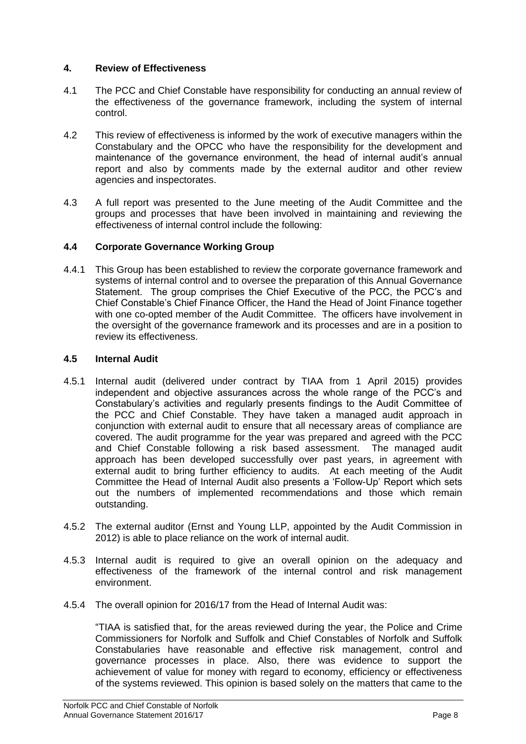## 4. Review of Effectiveness

4.1 The PCC and Chief Constable have responsibility for conducting an annual review of the effectiveness of the governance framework, including the system of internal control.

4.2 This review of effectiveness is informed by the work of executive managers within the Constabulary and the OPCC who have the responsibility for the development and maintenance of the governance environment, the head of internal audit's annual report and also by comments made by the external auditor and other review agencies and inspectorates.

4.3 A full report was presented to the June meeting of the Audit Committee and the groups and processes that have been involved in maintaining and reviewing the effectiveness of internal control include the following:

### 4.4 Corporate Governance Working Group

4.4.1 This Group has been established to review the corporate governance framework and systems of internal control and to oversee the preparation of this Annual Governance Statement. The group comprises the Chief Executive of the PCC, the PCC's and Chief Constable's Chief Finance Officer, the Hand the Head of Joint Finance together with one co-opted member of the Audit Committee. The officers have involvement in the oversight of the governance framework and its processes and are in a position to review its effectiveness.

### 4.5 Internal Audit

4.5.1 Internal audit (delivered under contract by TIAA from 1 April 2015) provides independent and objective assurances across the whole range of the PCC's and Constabulary's activities and regularly presents findings to the Audit Committee of the PCC and Chief Constable. They have taken a managed audit approach in conjunction with external audit to ensure that all necessary areas of compliance are covered. The audit programme for the year was prepared and agreed with the PCC and Chief Constable following a risk based assessment. The managed audit approach has been developed successfully over past years, in agreement with external audit to bring further efficiency to audits. At each meeting of the Audit Committee the Head of Internal Audit also presents a 'Follow-Up' Report which sets out the numbers of implemented recommendations and those which remain outstanding.

4.5.2 The external auditor (Ernst and Young LLP, appointed by the Audit Commission in 2012) is able to place reliance on the work of internal audit.

4.5.3 Internal audit is required to give an overall opinion on the adequacy and effectiveness of the framework of the internal control and risk management environment.

4.5.4 The overall opinion for 2016/17 from the Head of Internal Audit was:

"TIAA is satisfied that, for the areas reviewed during the year, the Police and Crime Commissioners for Norfolk and Suffolk and Chief Constables of Norfolk and Suffolk Constabularies have reasonable and effective risk management, control and governance processes in place. Also, there was evidence to support the achievement of value for money with regard to economy, efficiency or effectiveness of the systems reviewed. This opinion is based solely on the matters that came to the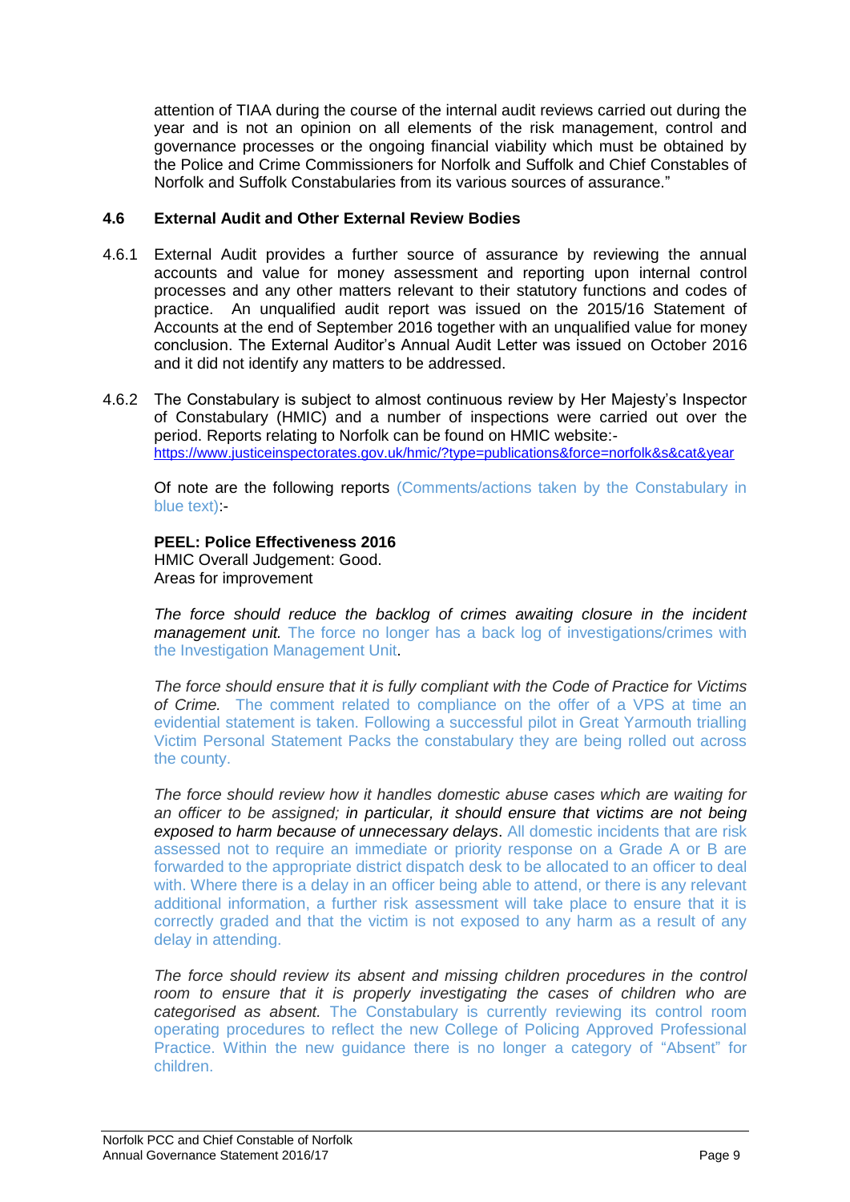attention of TIAA during the course of the internal audit reviews carried out during the year and is not an opinion on all elements of the risk management, control and governance processes or the ongoing financial viability which must be obtained by the Police and Crime Commissioners for Norfolk and Suffolk and Chief Constables of Norfolk and Suffolk Constabularies from its various sources of assurance."

### 4.6 External Audit and Other External Review Bodies

4.6.1 External Audit provides a further source of assurance by reviewing the annual accounts and value for money assessment and reporting upon internal control processes and any other matters relevant to their statutory functions and codes of practice. An unqualified audit report was issued on the 2015/16 Statement of Accounts at the end of September 2016 together with an unqualified value for money conclusion. The External Auditor's Annual Audit Letter was issued on October 2016 and it did not identify any matters to be addressed.

4.6.2 The Constabulary is subject to almost continuous review by Her Majesty's Inspector of Constabulary (HMIC) and a number of inspections were carried out over the period. Reports relating to Norfolk can be found on HMIC website:- https://www.justiceinspectorates.gov.uk/hmic/?type=publications&force=norfolk&s&cat&year

Of note are the following reports (Comments/actions taken by the Constabulary in blue text):-

**PEEL: Police Effectiveness 2016**
HMIC Overall Judgement: Good.
Areas for improvement

*The force should reduce the backlog of crimes awaiting closure in the incident **management unit.*** The force no longer has a back log of investigations/crimes with the Investigation Management Unit.

*The force should ensure that it is fully compliant with the Code of Practice for Victims of Crime.* The comment related to compliance on the offer of a VPS at time an evidential statement is taken. Following a successful pilot in Great Yarmouth trialling Victim Personal Statement Packs the constabulary they are being rolled out across the county.

*The force should review how it handles domestic abuse cases which are waiting for an officer to be assigned; **in particular, it should ensure that victims are not being exposed to harm because of unnecessary delays**.* All domestic incidents that are risk assessed not to require an immediate or priority response on a Grade A or B are forwarded to the appropriate district dispatch desk to be allocated to an officer to deal with. Where there is a delay in an officer being able to attend, or there is any relevant additional information, a further risk assessment will take place to ensure that it is correctly graded and that the victim is not exposed to any harm as a result of any delay in attending.

*The force should review its absent and missing children procedures in the control room to ensure that it is properly investigating the cases of children who are categorised as absent.* The Constabulary is currently reviewing its control room operating procedures to reflect the new College of Policing Approved Professional Practice. Within the new guidance there is no longer a category of "Absent" for children.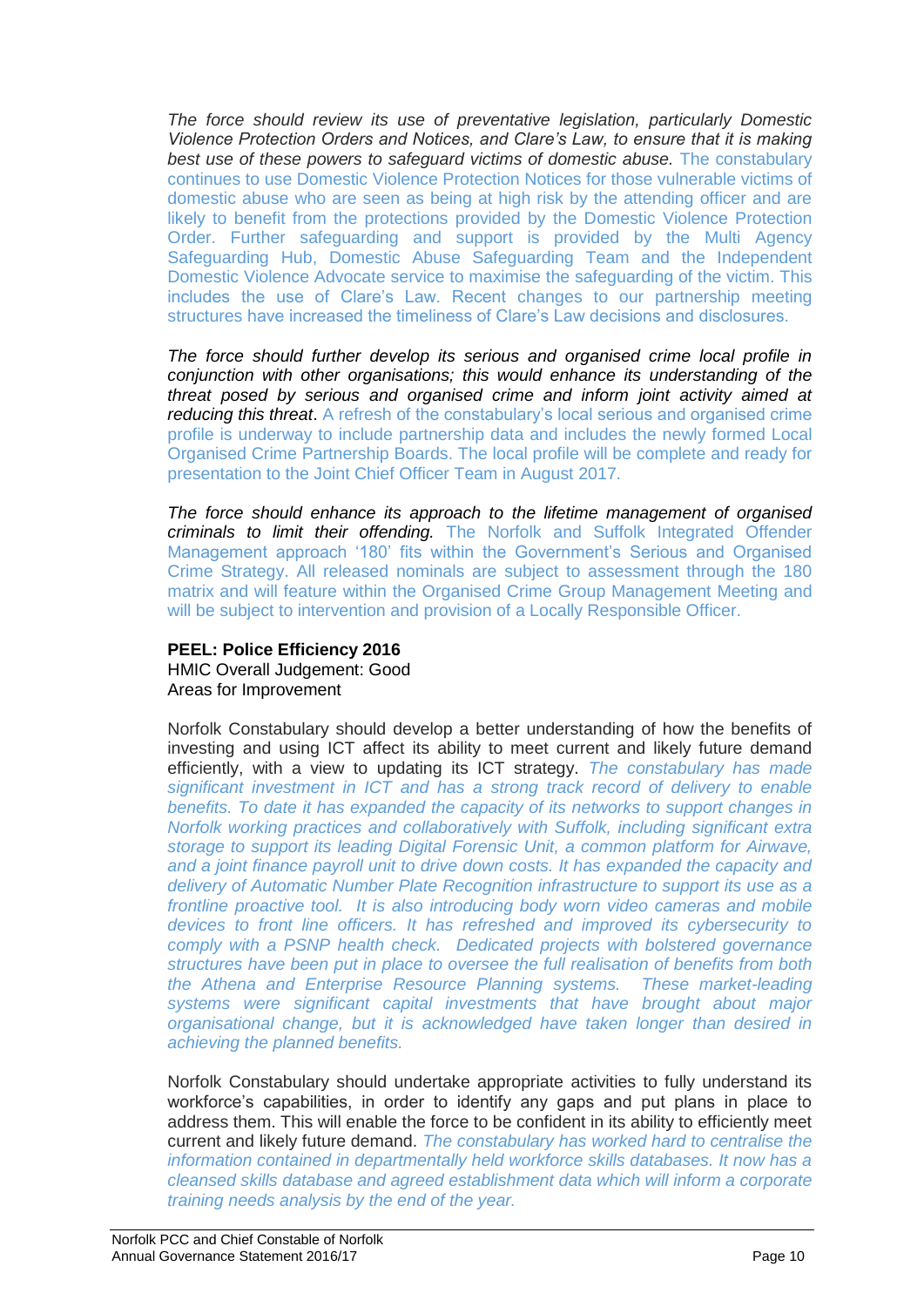*The force should review its use of preventative legislation, particularly Domestic Violence Protection Orders and Notices, and Clare's Law, to ensure that it is making best use of these powers to safeguard victims of domestic abuse.* The constabulary continues to use Domestic Violence Protection Notices for those vulnerable victims of domestic abuse who are seen as being at high risk by the attending officer and are likely to benefit from the protections provided by the Domestic Violence Protection Order. Further safeguarding and support is provided by the Multi Agency Safeguarding Hub, Domestic Abuse Safeguarding Team and the Independent Domestic Violence Advocate service to maximise the safeguarding of the victim. This includes the use of Clare's Law. Recent changes to our partnership meeting structures have increased the timeliness of Clare's Law decisions and disclosures.

*The force should further develop its serious and organised crime local profile in conjunction with other organisations; this would enhance its understanding of the threat posed by serious and organised crime and inform joint activity aimed at reducing this threat*. A refresh of the constabulary's local serious and organised crime profile is underway to include partnership data and includes the newly formed Local Organised Crime Partnership Boards. The local profile will be complete and ready for presentation to the Joint Chief Officer Team in August 2017.

*The force should enhance its approach to the lifetime management of organised criminals to limit their offending.* The Norfolk and Suffolk Integrated Offender Management approach '180' fits within the Government's Serious and Organised Crime Strategy. All released nominals are subject to assessment through the 180 matrix and will feature within the Organised Crime Group Management Meeting and will be subject to intervention and provision of a Locally Responsible Officer.

**PEEL: Police Efficiency 2016**
HMIC Overall Judgement: Good
Areas for Improvement

Norfolk Constabulary should develop a better understanding of how the benefits of investing and using ICT affect its ability to meet current and likely future demand efficiently, with a view to updating its ICT strategy. *The constabulary has made significant investment in ICT and has a strong track record of delivery to enable benefits. To date it has expanded the capacity of its networks to support changes in Norfolk working practices and collaboratively with Suffolk, including significant extra storage to support its leading Digital Forensic Unit, a common platform for Airwave, and a joint finance payroll unit to drive down costs. It has expanded the capacity and delivery of Automatic Number Plate Recognition infrastructure to support its use as a frontline proactive tool. It is also introducing body worn video cameras and mobile devices to front line officers. It has refreshed and improved its cybersecurity to comply with a PSNP health check. Dedicated projects with bolstered governance structures have been put in place to oversee the full realisation of benefits from both the Athena and Enterprise Resource Planning systems. These market-leading systems were significant capital investments that have brought about major organisational change, but it is acknowledged have taken longer than desired in achieving the planned benefits.*

Norfolk Constabulary should undertake appropriate activities to fully understand its workforce's capabilities, in order to identify any gaps and put plans in place to address them. This will enable the force to be confident in its ability to efficiently meet current and likely future demand. *The constabulary has worked hard to centralise the information contained in departmentally held workforce skills databases. It now has a cleansed skills database and agreed establishment data which will inform a corporate training needs analysis by the end of the year.*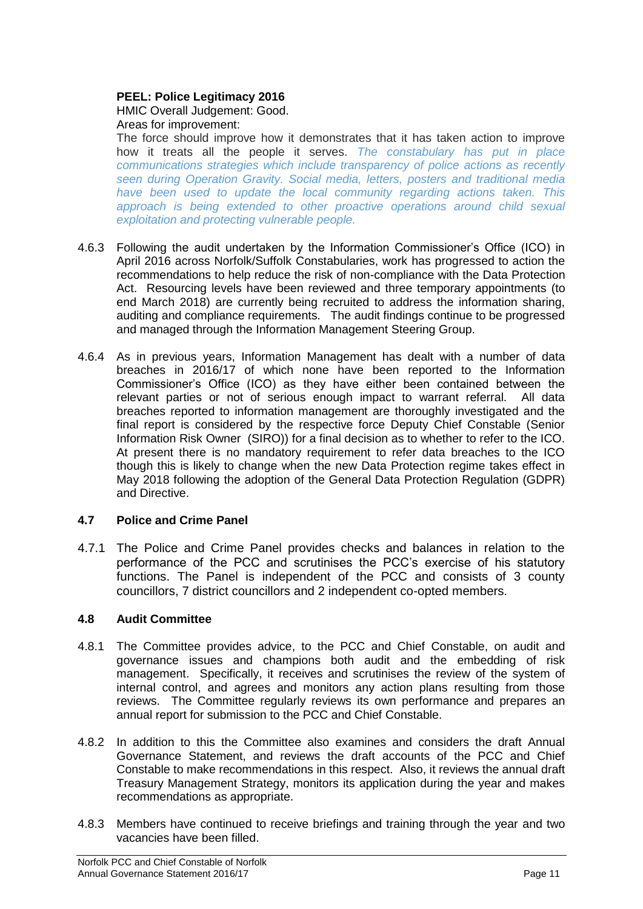**PEEL: Police Legitimacy 2016**

HMIC Overall Judgement: Good.

Areas for improvement:

The force should improve how it demonstrates that it has taken action to improve how it treats all the people it serves. *The constabulary has put in place communications strategies which include transparency of police actions as recently seen during Operation Gravity. Social media, letters, posters and traditional media have been used to update the local community regarding actions taken. This approach is being extended to other proactive operations around child sexual exploitation and protecting vulnerable people.*

4.6.3 Following the audit undertaken by the Information Commissioner's Office (ICO) in April 2016 across Norfolk/Suffolk Constabularies, work has progressed to action the recommendations to help reduce the risk of non-compliance with the Data Protection Act. Resourcing levels have been reviewed and three temporary appointments (to end March 2018) are currently being recruited to address the information sharing, auditing and compliance requirements. The audit findings continue to be progressed and managed through the Information Management Steering Group.

4.6.4 As in previous years, Information Management has dealt with a number of data breaches in 2016/17 of which none have been reported to the Information Commissioner's Office (ICO) as they have either been contained between the relevant parties or not of serious enough impact to warrant referral. All data breaches reported to information management are thoroughly investigated and the final report is considered by the respective force Deputy Chief Constable (Senior Information Risk Owner (SIRO)) for a final decision as to whether to refer to the ICO. At present there is no mandatory requirement to refer data breaches to the ICO though this is likely to change when the new Data Protection regime takes effect in May 2018 following the adoption of the General Data Protection Regulation (GDPR) and Directive.

### 4.7 Police and Crime Panel

4.7.1 The Police and Crime Panel provides checks and balances in relation to the performance of the PCC and scrutinises the PCC's exercise of his statutory functions. The Panel is independent of the PCC and consists of 3 county councillors, 7 district councillors and 2 independent co-opted members.

### 4.8 Audit Committee

4.8.1 The Committee provides advice, to the PCC and Chief Constable, on audit and governance issues and champions both audit and the embedding of risk management. Specifically, it receives and scrutinises the review of the system of internal control, and agrees and monitors any action plans resulting from those reviews. The Committee regularly reviews its own performance and prepares an annual report for submission to the PCC and Chief Constable.

4.8.2 In addition to this the Committee also examines and considers the draft Annual Governance Statement, and reviews the draft accounts of the PCC and Chief Constable to make recommendations in this respect. Also, it reviews the annual draft Treasury Management Strategy, monitors its application during the year and makes recommendations as appropriate.

4.8.3 Members have continued to receive briefings and training through the year and two vacancies have been filled.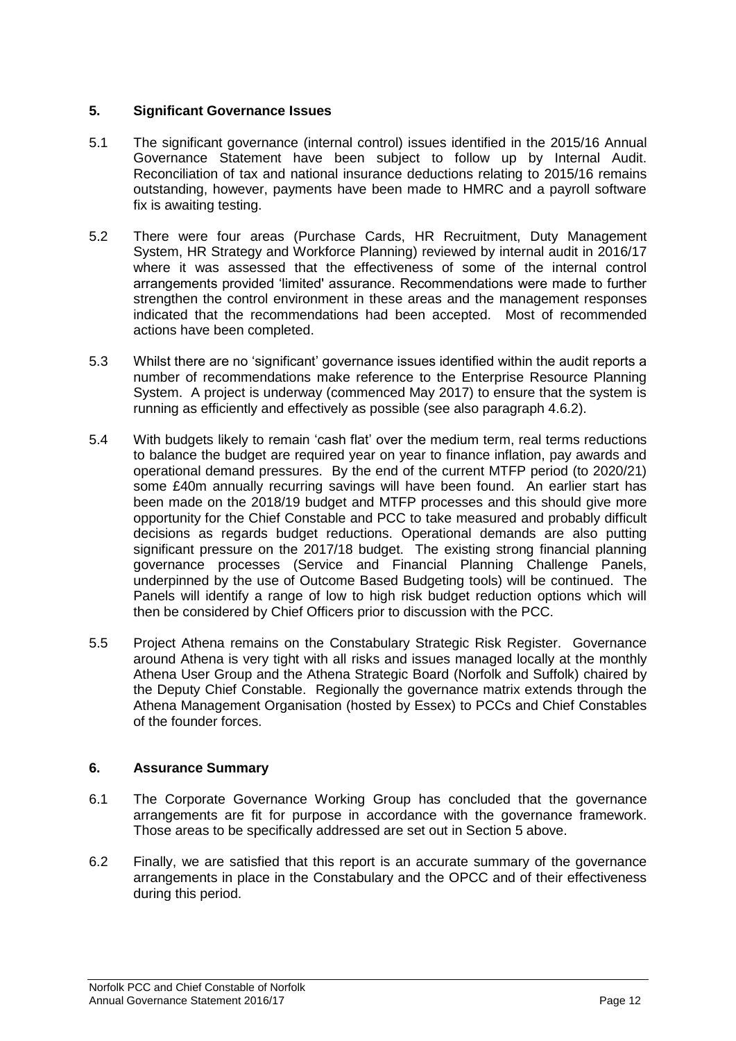## 5. Significant Governance Issues

5.1 The significant governance (internal control) issues identified in the 2015/16 Annual Governance Statement have been subject to follow up by Internal Audit. Reconciliation of tax and national insurance deductions relating to 2015/16 remains outstanding, however, payments have been made to HMRC and a payroll software fix is awaiting testing.

5.2 There were four areas (Purchase Cards, HR Recruitment, Duty Management System, HR Strategy and Workforce Planning) reviewed by internal audit in 2016/17 where it was assessed that the effectiveness of some of the internal control arrangements provided 'limited' assurance. Recommendations were made to further strengthen the control environment in these areas and the management responses indicated that the recommendations had been accepted. Most of recommended actions have been completed.

5.3 Whilst there are no 'significant' governance issues identified within the audit reports a number of recommendations make reference to the Enterprise Resource Planning System. A project is underway (commenced May 2017) to ensure that the system is running as efficiently and effectively as possible (see also paragraph 4.6.2).

5.4 With budgets likely to remain 'cash flat' over the medium term, real terms reductions to balance the budget are required year on year to finance inflation, pay awards and operational demand pressures. By the end of the current MTFP period (to 2020/21) some £40m annually recurring savings will have been found. An earlier start has been made on the 2018/19 budget and MTFP processes and this should give more opportunity for the Chief Constable and PCC to take measured and probably difficult decisions as regards budget reductions. Operational demands are also putting significant pressure on the 2017/18 budget. The existing strong financial planning governance processes (Service and Financial Planning Challenge Panels, underpinned by the use of Outcome Based Budgeting tools) will be continued. The Panels will identify a range of low to high risk budget reduction options which will then be considered by Chief Officers prior to discussion with the PCC.

5.5 Project Athena remains on the Constabulary Strategic Risk Register. Governance around Athena is very tight with all risks and issues managed locally at the monthly Athena User Group and the Athena Strategic Board (Norfolk and Suffolk) chaired by the Deputy Chief Constable. Regionally the governance matrix extends through the Athena Management Organisation (hosted by Essex) to PCCs and Chief Constables of the founder forces.

## 6. Assurance Summary

6.1 The Corporate Governance Working Group has concluded that the governance arrangements are fit for purpose in accordance with the governance framework. Those areas to be specifically addressed are set out in Section 5 above.

6.2 Finally, we are satisfied that this report is an accurate summary of the governance arrangements in place in the Constabulary and the OPCC and of their effectiveness during this period.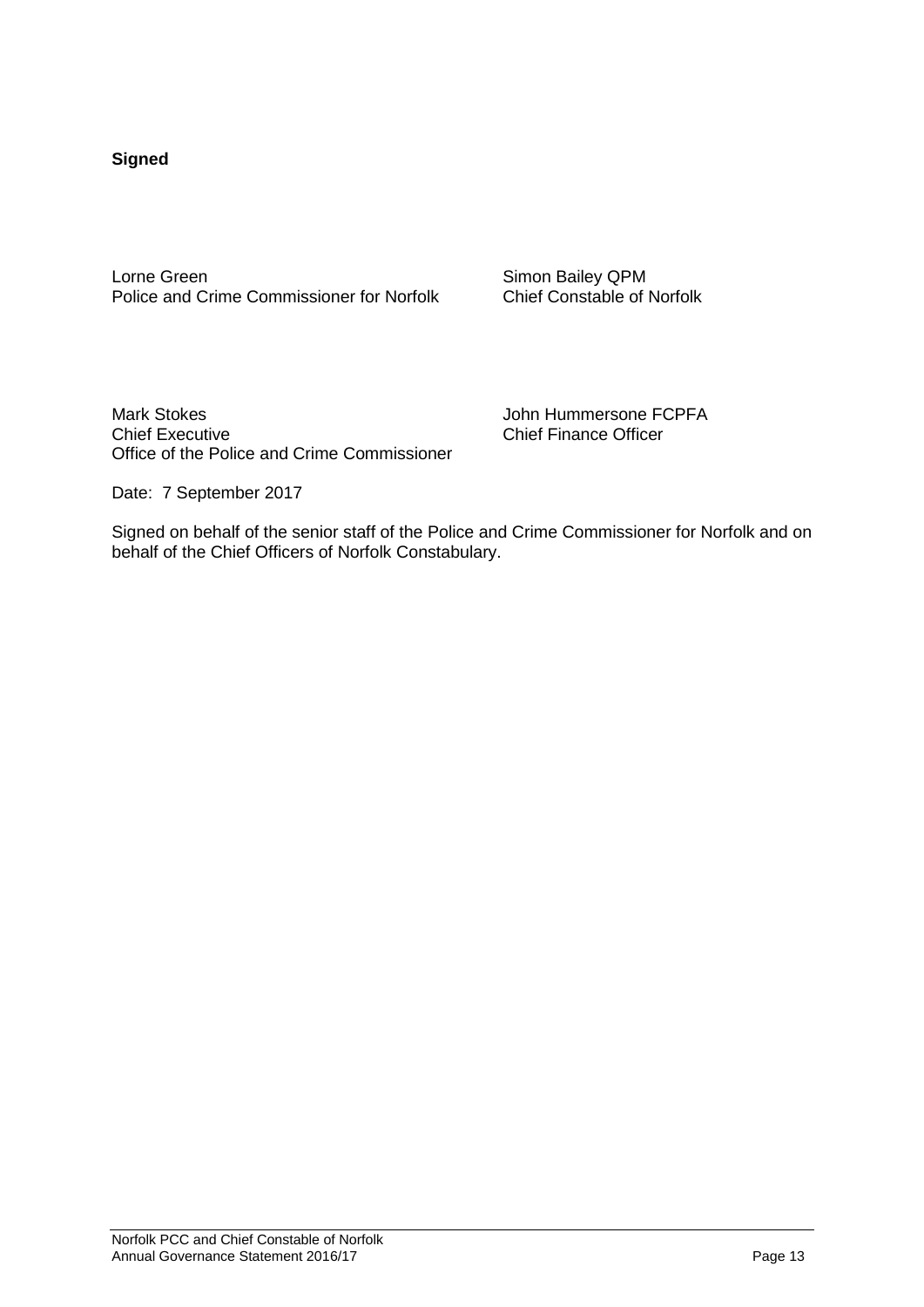**Signed**

Lorne Green
Police and Crime Commissioner for Norfolk

Simon Bailey QPM
Chief Constable of Norfolk

Mark Stokes
Chief Executive
Office of the Police and Crime Commissioner

John Hummersone FCPFA
Chief Finance Officer

Date: 7 September 2017

Signed on behalf of the senior staff of the Police and Crime Commissioner for Norfolk and on behalf of the Chief Officers of Norfolk Constabulary.